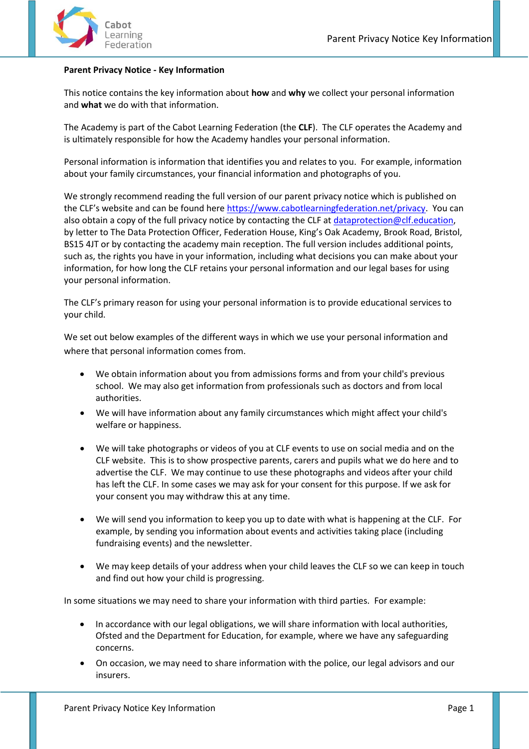**Parent Privacy Notice - Key Information**

This notice contains the key information about **how** and **why** we collect your personal information and **what** we do with that information.

The Academy is part of the Cabot Learning Federation (the **CLF**). The CLF operates the Academy and is ultimately responsible for how the Academy handles your personal information.

Personal information is information that identifies you and relates to you. For example, information about your family circumstances, your financial information and photographs of you.

We strongly recommend reading the full version of our parent privacy notice which is published on the CLF's website and can be found here https://www.cabotlearningfederation.net/privacy. You can also obtain a copy of the full privacy notice by contacting the CLF at dataprotection@clf.education, by letter to The Data Protection Officer, Federation House, King's Oak Academy, Brook Road, Bristol, BS15 4JT or by contacting the academy main reception. The full version includes additional points, such as, the rights you have in your information, including what decisions you can make about your information, for how long the CLF retains your personal information and our legal bases for using your personal information.

The CLF's primary reason for using your personal information is to provide educational services to your child.

We set out below examples of the different ways in which we use your personal information and where that personal information comes from.

- We obtain information about you from admissions forms and from your child's previous school. We may also get information from professionals such as doctors and from local authorities.
- We will have information about any family circumstances which might affect your child's welfare or happiness.
- We will take photographs or videos of you at CLF events to use on social media and on the CLF website. This is to show prospective parents, carers and pupils what we do here and to advertise the CLF. We may continue to use these photographs and videos after your child has left the CLF. In some cases we may ask for your consent for this purpose. If we ask for your consent you may withdraw this at any time.
- We will send you information to keep you up to date with what is happening at the CLF. For example, by sending you information about events and activities taking place (including fundraising events) and the newsletter.
- We may keep details of your address when your child leaves the CLF so we can keep in touch and find out how your child is progressing.

In some situations we may need to share your information with third parties. For example:

- In accordance with our legal obligations, we will share information with local authorities, Ofsted and the Department for Education, for example, where we have any safeguarding concerns.
- On occasion, we may need to share information with the police, our legal advisors and our insurers.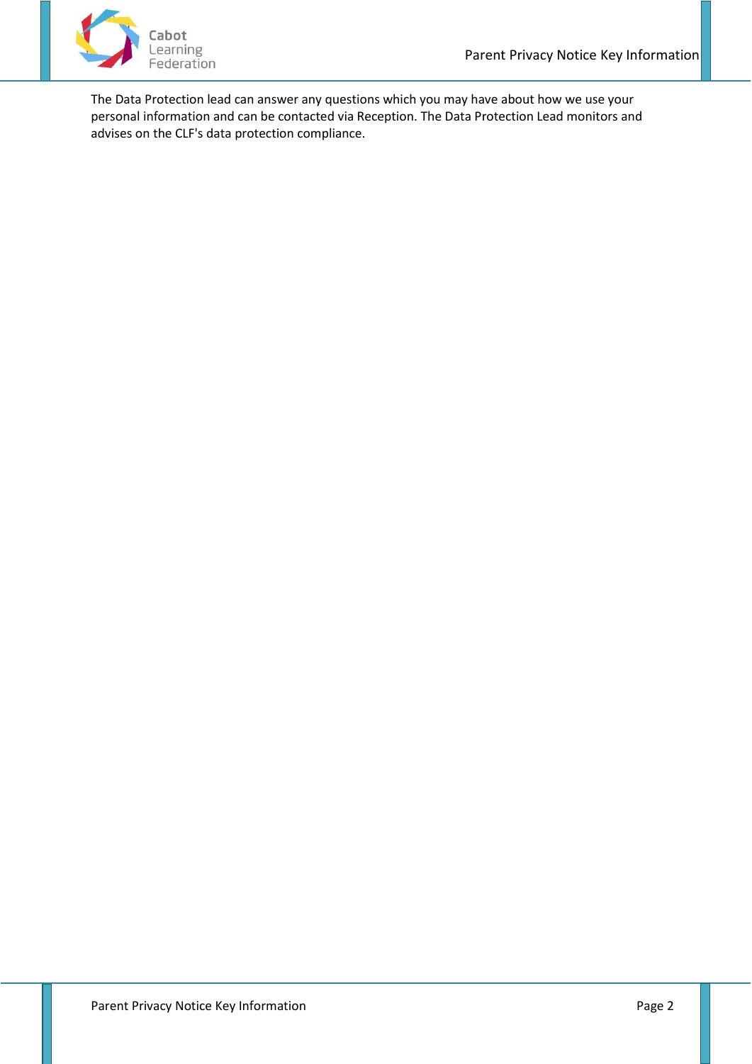The Data Protection lead can answer any questions which you may have about how we use your personal information and can be contacted via Reception. The Data Protection Lead monitors and advises on the CLF's data protection compliance.